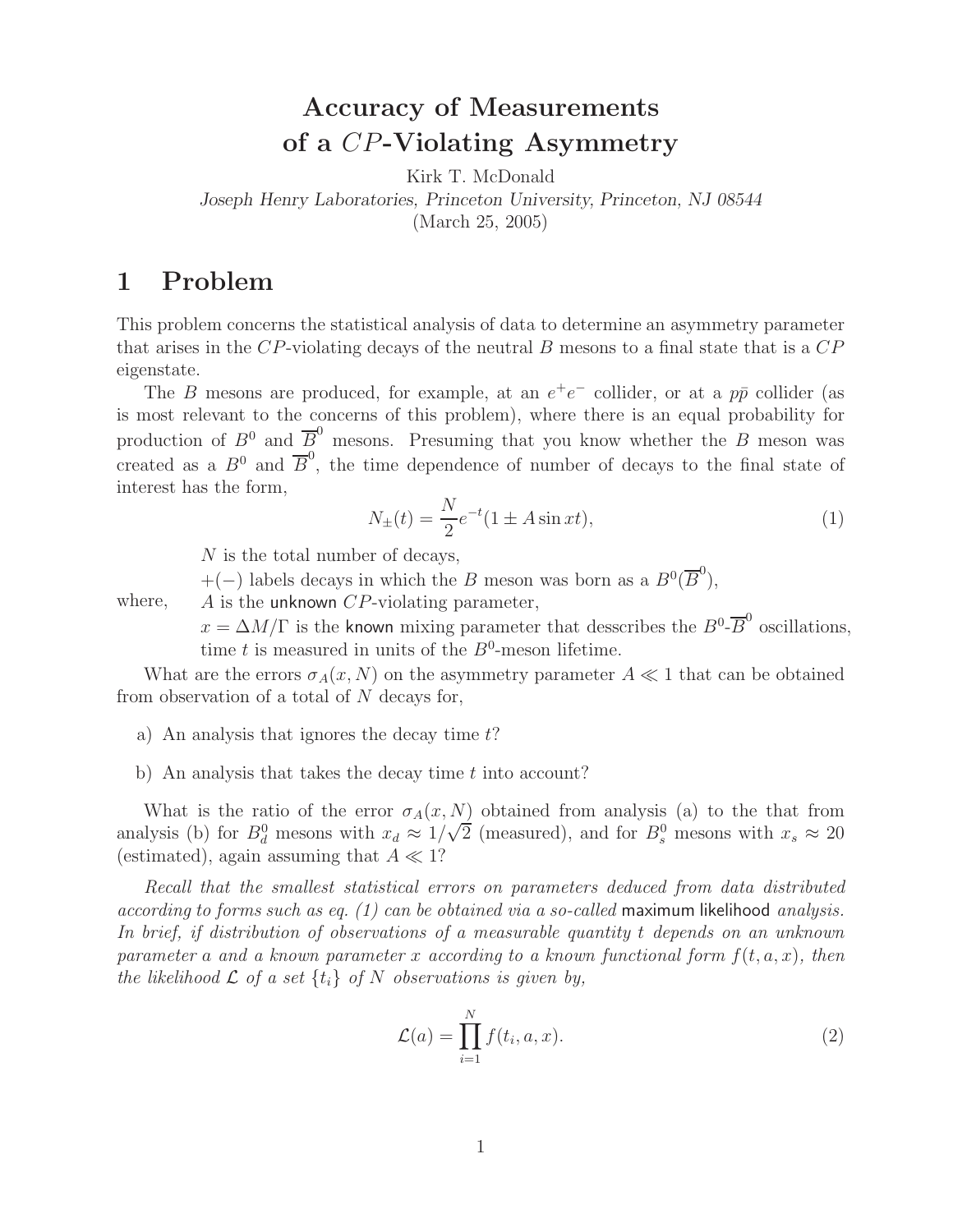# Accuracy of Measurements of a $CP$-Violating Asymmetry

Kirk T. McDonald

*Joseph Henry Laboratories, Princeton University, Princeton, NJ 08544*

(March 25, 2005)

## 1 Problem

This problem concerns the statistical analysis of data to determine an asymmetry parameter that arises in the $CP$-violating decays of the neutral $B$ mesons to a final state that is a $CP$ eigenstate.

The $B$ mesons are produced, for example, at an $e^+e^-$ collider, or at a $p\bar{p}$ collider (as is most relevant to the concerns of this problem), where there is an equal probability for production of $B^0$ and $\overline{B}^0$ mesons. Presuming that you know whether the $B$ meson was created as a $B^0$ and $\overline{B}^0$, the time dependence of number of decays to the final state of interest has the form,

$$N_{\pm}(t) = \frac{N}{2} e^{-t}(1 \pm A \sin xt), \tag{1}$$

where,
- $N$ is the total number of decays,
- $+(-)$ labels decays in which the $B$ meson was born as a $B^0(\overline{B}^0)$,
- $A$ is the unknown $CP$-violating parameter,
- $x = \Delta M/\Gamma$ is the known mixing parameter that desscribes the $B^0$-$\overline{B}^0$ oscillations, time $t$ is measured in units of the $B^0$-meson lifetime.

What are the errors $\sigma_A(x, N)$ on the asymmetry parameter $A \ll 1$ that can be obtained from observation of a total of $N$ decays for,

a) An analysis that ignores the decay time $t$?

b) An analysis that takes the decay time $t$ into account?

What is the ratio of the error $\sigma_A(x, N)$ obtained from analysis (a) to the that from analysis (b) for $B_d^0$ mesons with $x_d \approx 1/\sqrt{2}$ (measured), and for $B_s^0$ mesons with $x_s \approx 20$ (estimated), again assuming that $A \ll 1$?

*Recall that the smallest statistical errors on parameters deduced from data distributed according to forms such as eq. (1) can be obtained via a so-called* maximum likelihood *analysis. In brief, if distribution of observations of a measurable quantity $t$ depends on an unknown parameter $a$ and a known parameter $x$ according to a known functional form $f(t, a, x)$, then the likelihood $\mathcal{L}$ of a set $\{t_i\}$ of $N$ observations is given by,*

$$\mathcal{L}(a) = \prod_{i=1}^{N} f(t_i, a, x). \tag{2}$$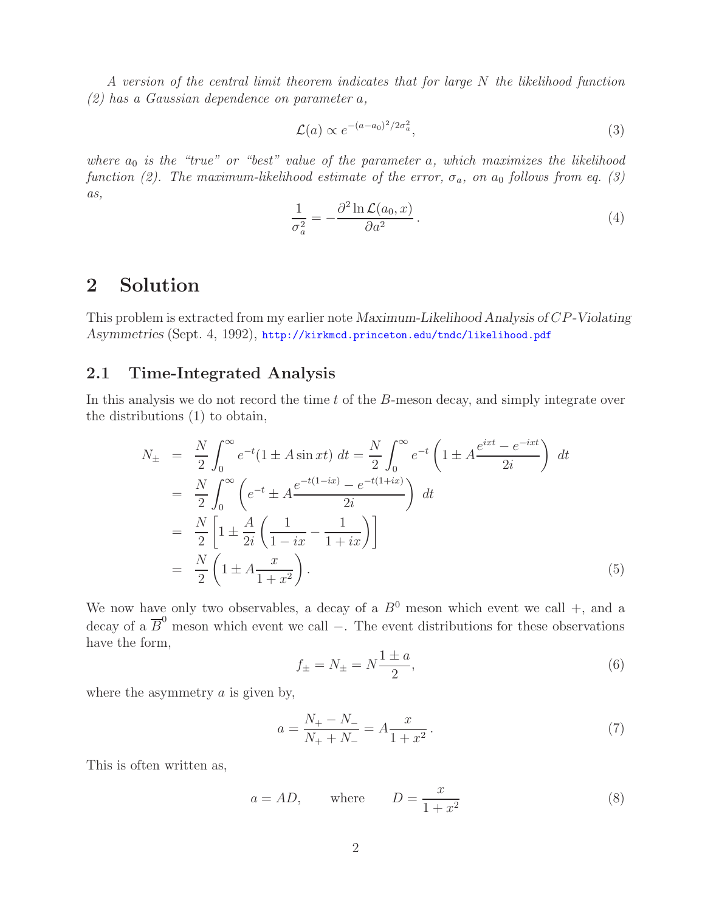*A version of the central limit theorem indicates that for large $N$ the likelihood function (2) has a Gaussian dependence on parameter $a$,*

$$\mathcal{L}(a) \propto e^{-(a-a_0)^2/2\sigma_a^2}, \tag{3}$$

*where $a_0$ is the "true" or "best" value of the parameter $a$, which maximizes the likelihood function (2). The maximum-likelihood estimate of the error, $\sigma_a$, on $a_0$ follows from eq. (3) as,*

$$\frac{1}{\sigma_a^2} = -\frac{\partial^2 \ln \mathcal{L}(a_0, x)}{\partial a^2}. \tag{4}$$

## 2 Solution

This problem is extracted from my earlier note *Maximum-Likelihood Analysis of CP-Violating Asymmetries* (Sept. 4, 1992), http://kirkmcd.princeton.edu/tndc/likelihood.pdf

### 2.1 Time-Integrated Analysis

In this analysis we do not record the time $t$ of the $B$-meson decay, and simply integrate over the distributions (1) to obtain,

$$\begin{aligned}
N_\pm &= \frac{N}{2}\int_0^\infty e^{-t}(1 \pm A \sin xt)\, dt = \frac{N}{2}\int_0^\infty e^{-t}\left(1 \pm A\frac{e^{ixt} - e^{-ixt}}{2i}\right)\, dt \\
&= \frac{N}{2}\int_0^\infty \left(e^{-t} \pm A\frac{e^{-t(1-ix)} - e^{-t(1+ix)}}{2i}\right)\, dt \\
&= \frac{N}{2}\left[1 \pm \frac{A}{2i}\left(\frac{1}{1-ix} - \frac{1}{1+ix}\right)\right] \\
&= \frac{N}{2}\left(1 \pm A\frac{x}{1+x^2}\right).
\end{aligned} \tag{5}$$

We now have only two observables, a decay of a $B^0$ meson which event we call $+$, and a decay of a $\overline{B}^0$ meson which event we call $-$. The event distributions for these observations have the form,

$$f_\pm = N_\pm = N\frac{1 \pm a}{2}, \tag{6}$$

where the asymmetry $a$ is given by,

$$a = \frac{N_+ - N_-}{N_+ + N_-} = A\frac{x}{1+x^2}. \tag{7}$$

This is often written as,

$$a = AD, \qquad \text{where} \qquad D = \frac{x}{1+x^2} \tag{8}$$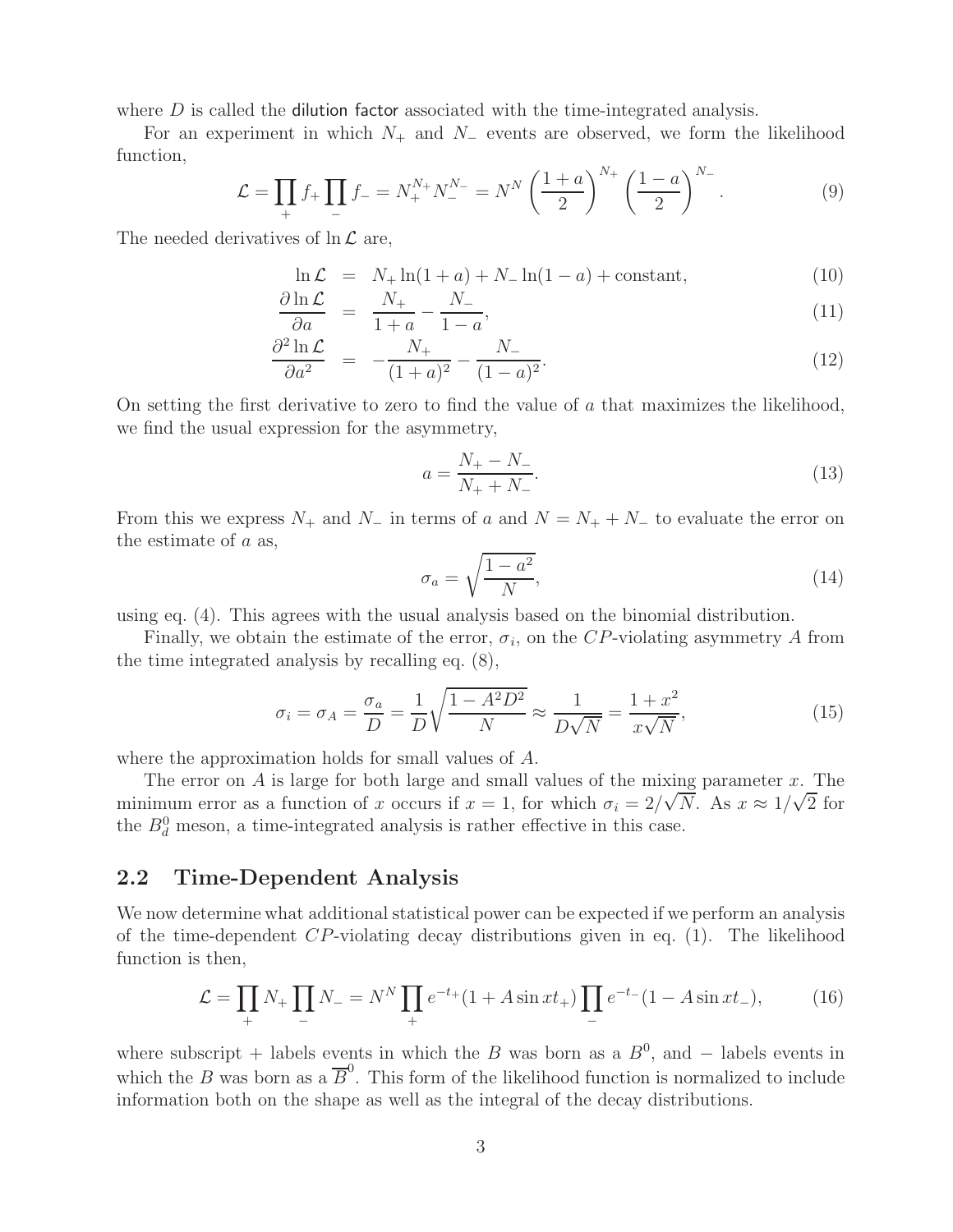where $D$ is called the dilution factor associated with the time-integrated analysis.

For an experiment in which $N_+$ and $N_-$ events are observed, we form the likelihood function,

$$\mathcal{L} = \prod_+ f_+ \prod_- f_- = N_+^{N_+} N_-^{N_-} = N^N \left(\frac{1+a}{2}\right)^{N_+} \left(\frac{1-a}{2}\right)^{N_-}. \tag{9}$$

The needed derivatives of $\ln \mathcal{L}$ are,

$$\ln \mathcal{L} = N_+ \ln(1+a) + N_- \ln(1-a) + \text{constant}, \tag{10}$$

$$\frac{\partial \ln \mathcal{L}}{\partial a} = \frac{N_+}{1+a} - \frac{N_-}{1-a}, \tag{11}$$

$$\frac{\partial^2 \ln \mathcal{L}}{\partial a^2} = -\frac{N_+}{(1+a)^2} - \frac{N_-}{(1-a)^2}. \tag{12}$$

On setting the first derivative to zero to find the value of $a$ that maximizes the likelihood, we find the usual expression for the asymmetry,

$$a = \frac{N_+ - N_-}{N_+ + N_-}. \tag{13}$$

From this we express $N_+$ and $N_-$ in terms of $a$ and $N = N_+ + N_-$ to evaluate the error on the estimate of $a$ as,

$$\sigma_a = \sqrt{\frac{1-a^2}{N}}, \tag{14}$$

using eq. (4). This agrees with the usual analysis based on the binomial distribution.

Finally, we obtain the estimate of the error, $\sigma_i$, on the $CP$-violating asymmetry $A$ from the time integrated analysis by recalling eq. (8),

$$\sigma_i = \sigma_A = \frac{\sigma_a}{D} = \frac{1}{D}\sqrt{\frac{1-A^2D^2}{N}} \approx \frac{1}{D\sqrt{N}} = \frac{1+x^2}{x\sqrt{N}}, \tag{15}$$

where the approximation holds for small values of $A$.

The error on $A$ is large for both large and small values of the mixing parameter $x$. The minimum error as a function of $x$ occurs if $x = 1$, for which $\sigma_i = 2/\sqrt{N}$. As $x \approx 1/\sqrt{2}$ for the $B_d^0$ meson, a time-integrated analysis is rather effective in this case.

## 2.2 Time-Dependent Analysis

We now determine what additional statistical power can be expected if we perform an analysis of the time-dependent $CP$-violating decay distributions given in eq. (1). The likelihood function is then,

$$\mathcal{L} = \prod_+ N_+ \prod_- N_- = N^N \prod_+ e^{-t_+}(1 + A \sin xt_+) \prod_- e^{-t_-}(1 - A \sin xt_-), \tag{16}$$

where subscript + labels events in which the $B$ was born as a $B^0$, and − labels events in which the $B$ was born as a $\overline{B}^0$. This form of the likelihood function is normalized to include information both on the shape as well as the integral of the decay distributions.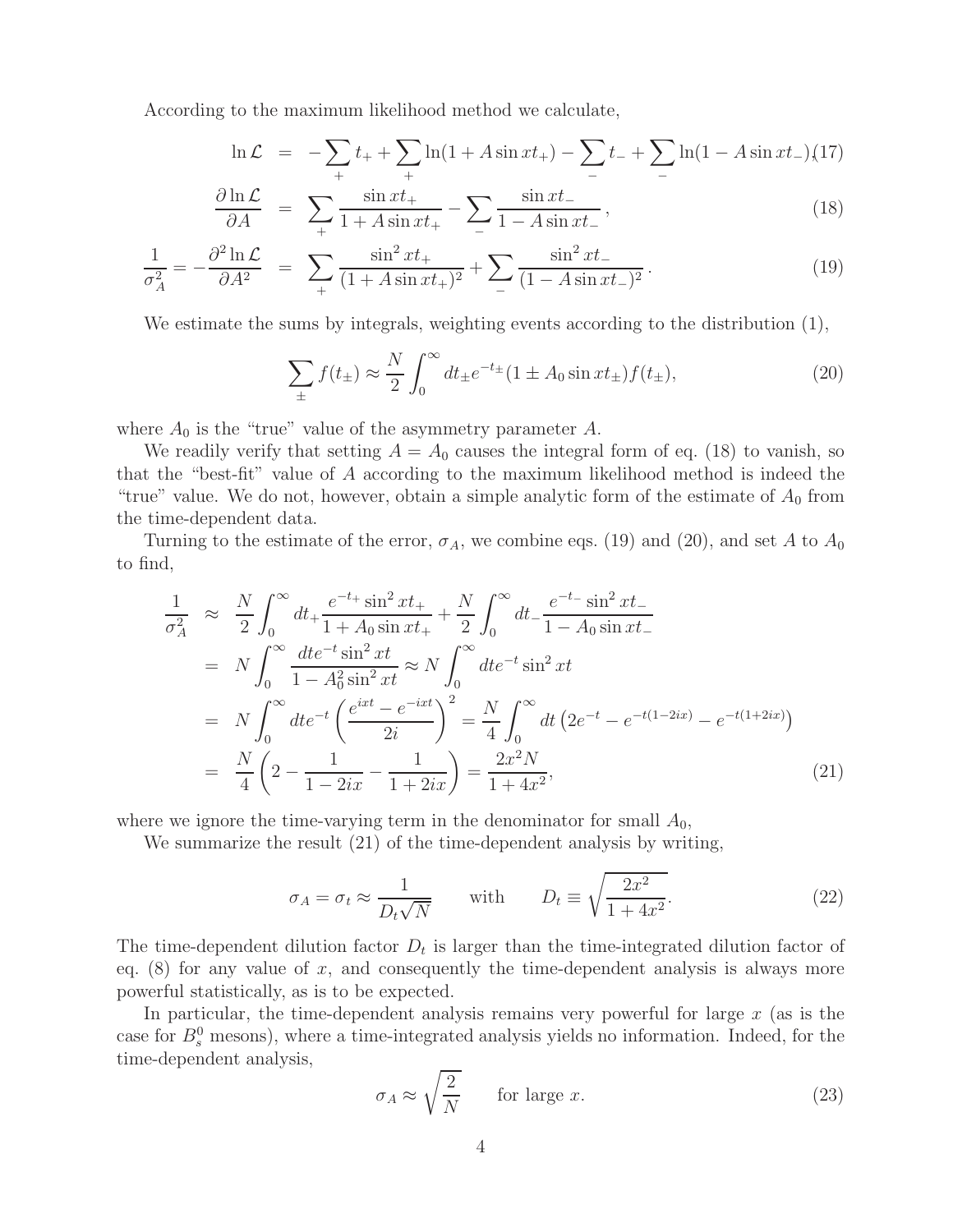According to the maximum likelihood method we calculate,

$$
\begin{aligned}
\ln \mathcal{L} &= -\sum_{+} t_+ + \sum_{+} \ln(1 + A\sin xt_+) - \sum_{-} t_- + \sum_{-} \ln(1 - A\sin xt_-), \qquad (17)\\
\frac{\partial \ln \mathcal{L}}{\partial A} &= \sum_{+} \frac{\sin xt_+}{1 + A\sin xt_+} - \sum_{-} \frac{\sin xt_-}{1 - A\sin xt_-}\,, \qquad (18)\\
\frac{1}{\sigma_A^2} = -\frac{\partial^2 \ln \mathcal{L}}{\partial A^2} &= \sum_{+} \frac{\sin^2 xt_+}{(1 + A\sin xt_+)^2} + \sum_{-} \frac{\sin^2 xt_-}{(1 - A\sin xt_-)^2}\,. \qquad (19)
\end{aligned}
$$

We estimate the sums by integrals, weighting events according to the distribution (1),

$$
\sum_{\pm} f(t_\pm) \approx \frac{N}{2}\int_0^\infty dt_\pm e^{-t_\pm}(1 \pm A_0 \sin xt_\pm) f(t_\pm), \qquad (20)
$$

where $A_0$ is the "true" value of the asymmetry parameter $A$.

We readily verify that setting $A = A_0$ causes the integral form of eq. (18) to vanish, so that the "best-fit" value of $A$ according to the maximum likelihood method is indeed the "true" value. We do not, however, obtain a simple analytic form of the estimate of $A_0$ from the time-dependent data.

Turning to the estimate of the error, $\sigma_A$, we combine eqs. (19) and (20), and set $A$ to $A_0$ to find,

$$
\begin{aligned}
\frac{1}{\sigma_A^2} &\approx \frac{N}{2}\int_0^\infty dt_+ \frac{e^{-t_+}\sin^2 xt_+}{1 + A_0 \sin xt_+} + \frac{N}{2}\int_0^\infty dt_- \frac{e^{-t_-}\sin^2 xt_-}{1 - A_0 \sin xt_-}\\
&= N\int_0^\infty \frac{dt e^{-t}\sin^2 xt}{1 - A_0^2 \sin^2 xt} \approx N\int_0^\infty dt e^{-t}\sin^2 xt\\
&= N\int_0^\infty dt e^{-t}\left(\frac{e^{ixt} - e^{-ixt}}{2i}\right)^2 = \frac{N}{4}\int_0^\infty dt\left(2e^{-t} - e^{-t(1-2ix)} - e^{-t(1+2ix)}\right)\\
&= \frac{N}{4}\left(2 - \frac{1}{1-2ix} - \frac{1}{1+2ix}\right) = \frac{2x^2 N}{1 + 4x^2}, \qquad (21)
\end{aligned}
$$

where we ignore the time-varying term in the denominator for small $A_0$,

We summarize the result (21) of the time-dependent analysis by writing,

$$
\sigma_A = \sigma_t \approx \frac{1}{D_t\sqrt{N}} \qquad \text{with} \qquad D_t \equiv \sqrt{\frac{2x^2}{1+4x^2}}. \qquad (22)
$$

The time-dependent dilution factor $D_t$ is larger than the time-integrated dilution factor of eq. (8) for any value of $x$, and consequently the time-dependent analysis is always more powerful statistically, as is to be expected.

In particular, the time-dependent analysis remains very powerful for large $x$ (as is the case for $B_s^0$ mesons), where a time-integrated analysis yields no information. Indeed, for the time-dependent analysis,

$$
\sigma_A \approx \sqrt{\frac{2}{N}} \qquad \text{for large } x. \qquad (23)
$$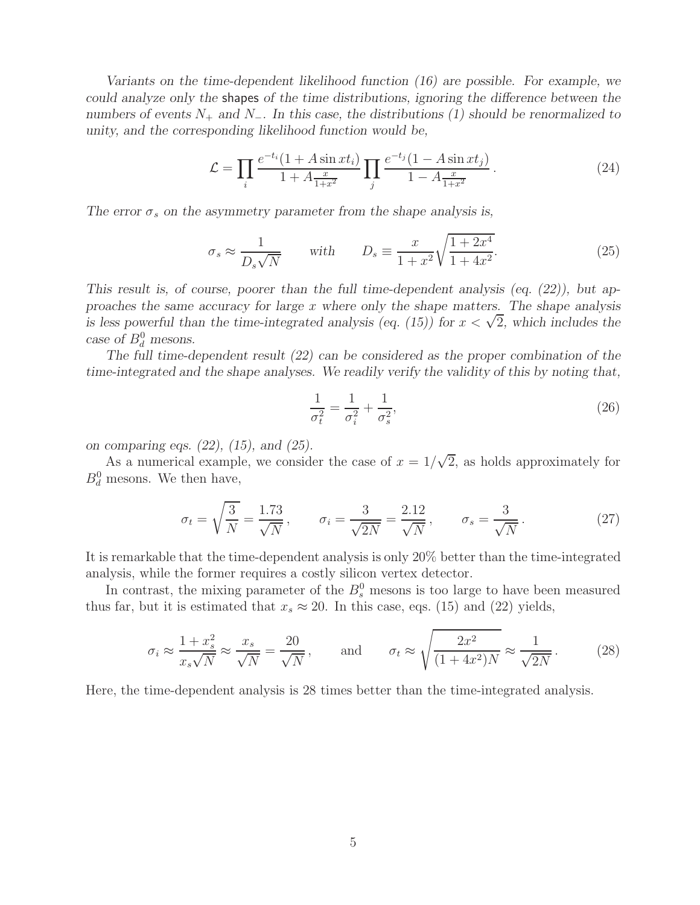*Variants on the time-dependent likelihood function (16) are possible. For example, we could analyze only the* shapes *of the time distributions, ignoring the difference between the numbers of events $N_+$ and $N_-$. In this case, the distributions (1) should be renormalized to unity, and the corresponding likelihood function would be,*

$$\mathcal{L} = \prod_i \frac{e^{-t_i}(1 + A\sin xt_i)}{1 + A\frac{x}{1+x^2}} \prod_j \frac{e^{-t_j}(1 - A\sin xt_j)}{1 - A\frac{x}{1+x^2}}\,. \tag{24}$$

*The error $\sigma_s$ on the asymmetry parameter from the shape analysis is,*

$$\sigma_s \approx \frac{1}{D_s\sqrt{N}} \qquad \textit{with} \qquad D_s \equiv \frac{x}{1+x^2}\sqrt{\frac{1+2x^4}{1+4x^2}}. \tag{25}$$

*This result is, of course, poorer than the full time-dependent analysis (eq. (22)), but approaches the same accuracy for large $x$ where only the shape matters. The shape analysis is less powerful than the time-integrated analysis (eq. (15)) for $x < \sqrt{2}$, which includes the case of $B_d^0$ mesons.*

*The full time-dependent result (22) can be considered as the proper combination of the time-integrated and the shape analyses. We readily verify the validity of this by noting that,*

$$\frac{1}{\sigma_t^2} = \frac{1}{\sigma_i^2} + \frac{1}{\sigma_s^2}, \tag{26}$$

*on comparing eqs. (22), (15), and (25).*

As a numerical example, we consider the case of $x = 1/\sqrt{2}$, as holds approximately for $B_d^0$ mesons. We then have,

$$\sigma_t = \sqrt{\frac{3}{N}} = \frac{1.73}{\sqrt{N}}\,, \qquad \sigma_i = \frac{3}{\sqrt{2N}} = \frac{2.12}{\sqrt{N}}\,, \qquad \sigma_s = \frac{3}{\sqrt{N}}\,. \tag{27}$$

It is remarkable that the time-dependent analysis is only 20% better than the time-integrated analysis, while the former requires a costly silicon vertex detector.

In contrast, the mixing parameter of the $B_s^0$ mesons is too large to have been measured thus far, but it is estimated that $x_s \approx 20$. In this case, eqs. (15) and (22) yields,

$$\sigma_i \approx \frac{1+x_s^2}{x_s\sqrt{N}} \approx \frac{x_s}{\sqrt{N}} = \frac{20}{\sqrt{N}}\,, \qquad \text{and} \qquad \sigma_t \approx \sqrt{\frac{2x^2}{(1+4x^2)N}} \approx \frac{1}{\sqrt{2N}}\,. \tag{28}$$

Here, the time-dependent analysis is 28 times better than the time-integrated analysis.